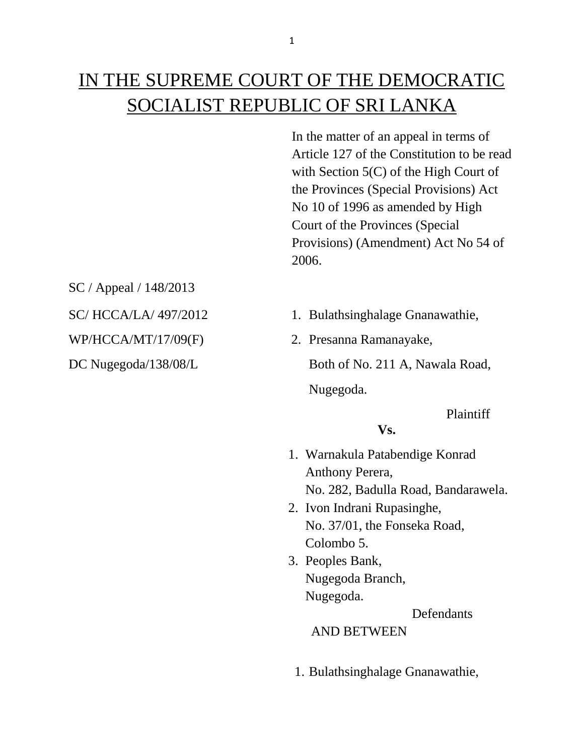# IN THE SUPREME COURT OF THE DEMOCRATIC SOCIALIST REPUBLIC OF SRI LANKA

In the matter of an appeal in terms of Article 127 of the Constitution to be read with Section 5(C) of the High Court of the Provinces (Special Provisions) Act No 10 of 1996 as amended by High Court of the Provinces (Special Provisions) (Amendment) Act No 54 of 2006.

SC / Appeal / 148/2013

SC/ HCCA/LA/ 497/2012

WP/HCCA/MT/17/09(F)

DC Nugegoda/138/08/L

1. Bulathsinghalage Gnanawathie,
2. Presanna Ramanayake,

   Both of No. 211 A, Nawala Road, Nugegoda.

Plaintiff

**Vs.**

1. Warnakula Patabendige Konrad Anthony Perera,
   No. 282, Badulla Road, Bandarawela.
2. Ivon Indrani Rupasinghe,
   No. 37/01, the Fonseka Road, Colombo 5.
3. Peoples Bank,
   Nugegoda Branch,
   Nugegoda.

Defendants

AND BETWEEN

1. Bulathsinghalage Gnanawathie,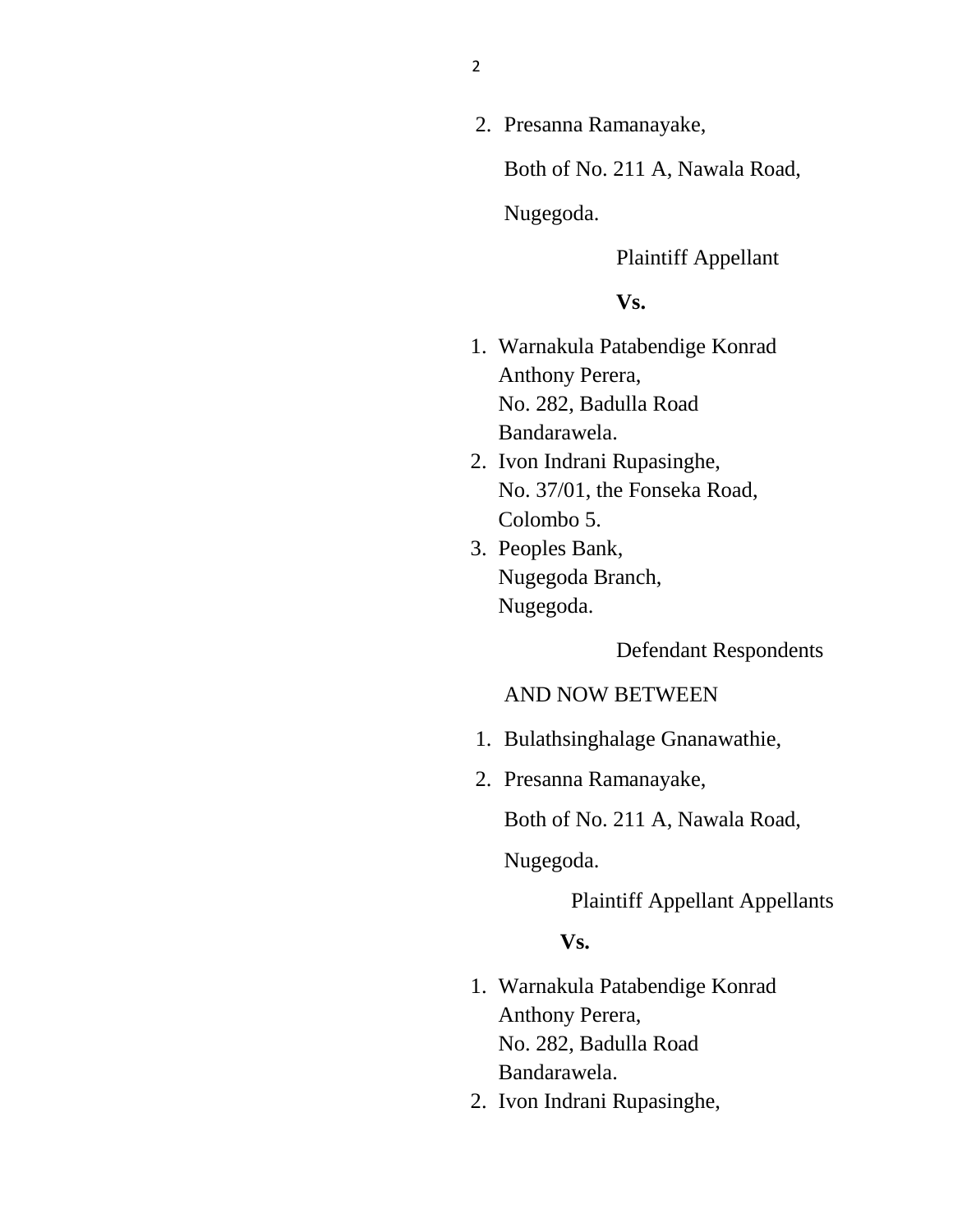2. Presanna Ramanayake,

   Both of No. 211 A, Nawala Road,

   Nugegoda.

Plaintiff Appellant

**Vs.**

1. Warnakula Patabendige Konrad Anthony Perera,
   No. 282, Badulla Road
   Bandarawela.
2. Ivon Indrani Rupasinghe,
   No. 37/01, the Fonseka Road,
   Colombo 5.
3. Peoples Bank,
   Nugegoda Branch,
   Nugegoda.

Defendant Respondents

AND NOW BETWEEN

1. Bulathsinghalage Gnanawathie,
2. Presanna Ramanayake,

   Both of No. 211 A, Nawala Road,

   Nugegoda.

Plaintiff Appellant Appellants

**Vs.**

1. Warnakula Patabendige Konrad Anthony Perera,
   No. 282, Badulla Road
   Bandarawela.
2. Ivon Indrani Rupasinghe,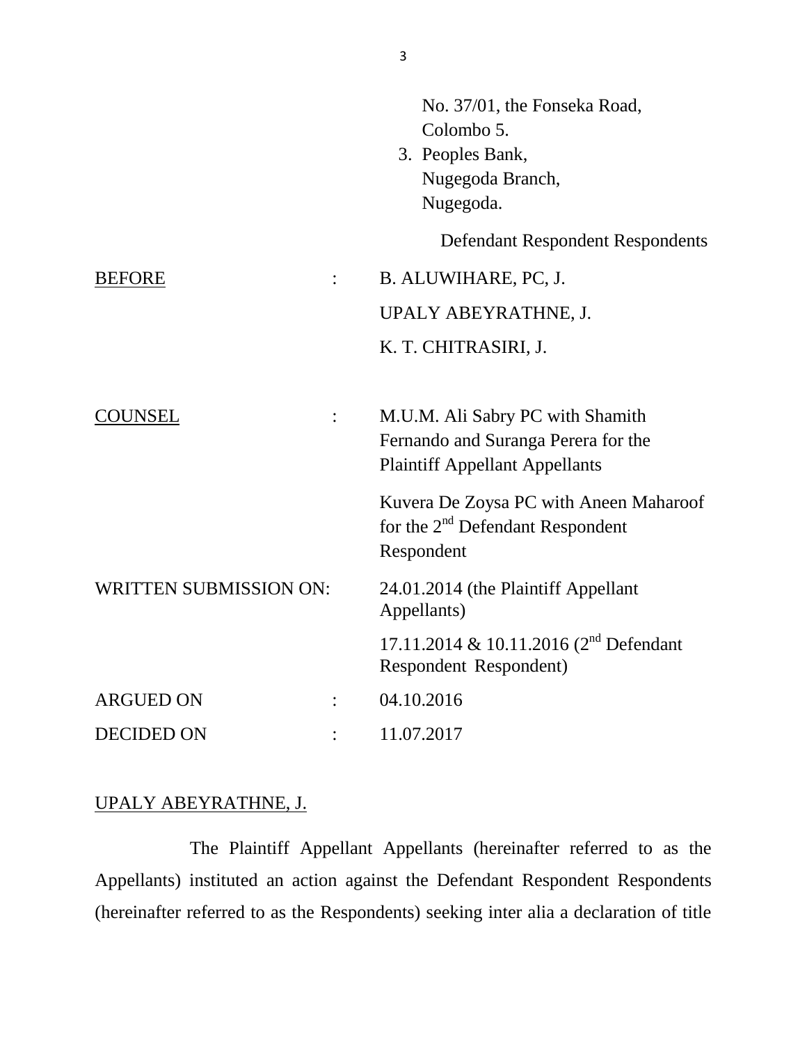No. 37/01, the Fonseka Road,
Colombo 5.

3. Peoples Bank,
Nugegoda Branch,
Nugegoda.

Defendant Respondent Respondents

BEFORE : B. ALUWIHARE, PC, J.
UPALY ABEYRATHNE, J.
K. T. CHITRASIRI, J.

COUNSEL : M.U.M. Ali Sabry PC with Shamith Fernando and Suranga Perera for the Plaintiff Appellant Appellants

Kuvera De Zoysa PC with Aneen Maharoof for the 2nd Defendant Respondent Respondent

WRITTEN SUBMISSION ON: 24.01.2014 (the Plaintiff Appellant Appellants)

17.11.2014 & 10.11.2016 (2nd Defendant Respondent Respondent)

ARGUED ON : 04.10.2016

DECIDED ON : 11.07.2017

UPALY ABEYRATHNE, J.

The Plaintiff Appellant Appellants (hereinafter referred to as the Appellants) instituted an action against the Defendant Respondent Respondents (hereinafter referred to as the Respondents) seeking inter alia a declaration of title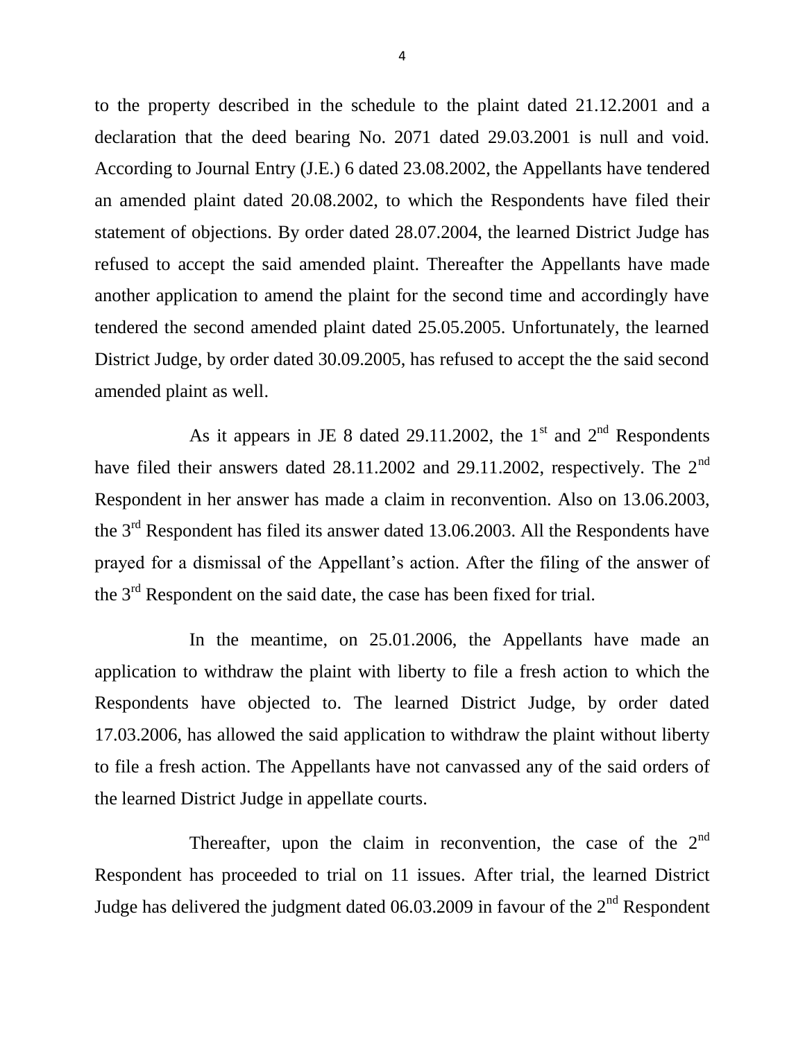to the property described in the schedule to the plaint dated 21.12.2001 and a declaration that the deed bearing No. 2071 dated 29.03.2001 is null and void. According to Journal Entry (J.E.) 6 dated 23.08.2002, the Appellants have tendered an amended plaint dated 20.08.2002, to which the Respondents have filed their statement of objections. By order dated 28.07.2004, the learned District Judge has refused to accept the said amended plaint. Thereafter the Appellants have made another application to amend the plaint for the second time and accordingly have tendered the second amended plaint dated 25.05.2005. Unfortunately, the learned District Judge, by order dated 30.09.2005, has refused to accept the the said second amended plaint as well.

As it appears in JE 8 dated 29.11.2002, the 1st and 2nd Respondents have filed their answers dated 28.11.2002 and 29.11.2002, respectively. The 2nd Respondent in her answer has made a claim in reconvention. Also on 13.06.2003, the 3rd Respondent has filed its answer dated 13.06.2003. All the Respondents have prayed for a dismissal of the Appellant's action. After the filing of the answer of the 3rd Respondent on the said date, the case has been fixed for trial.

In the meantime, on 25.01.2006, the Appellants have made an application to withdraw the plaint with liberty to file a fresh action to which the Respondents have objected to. The learned District Judge, by order dated 17.03.2006, has allowed the said application to withdraw the plaint without liberty to file a fresh action. The Appellants have not canvassed any of the said orders of the learned District Judge in appellate courts.

Thereafter, upon the claim in reconvention, the case of the 2nd Respondent has proceeded to trial on 11 issues. After trial, the learned District Judge has delivered the judgment dated 06.03.2009 in favour of the 2nd Respondent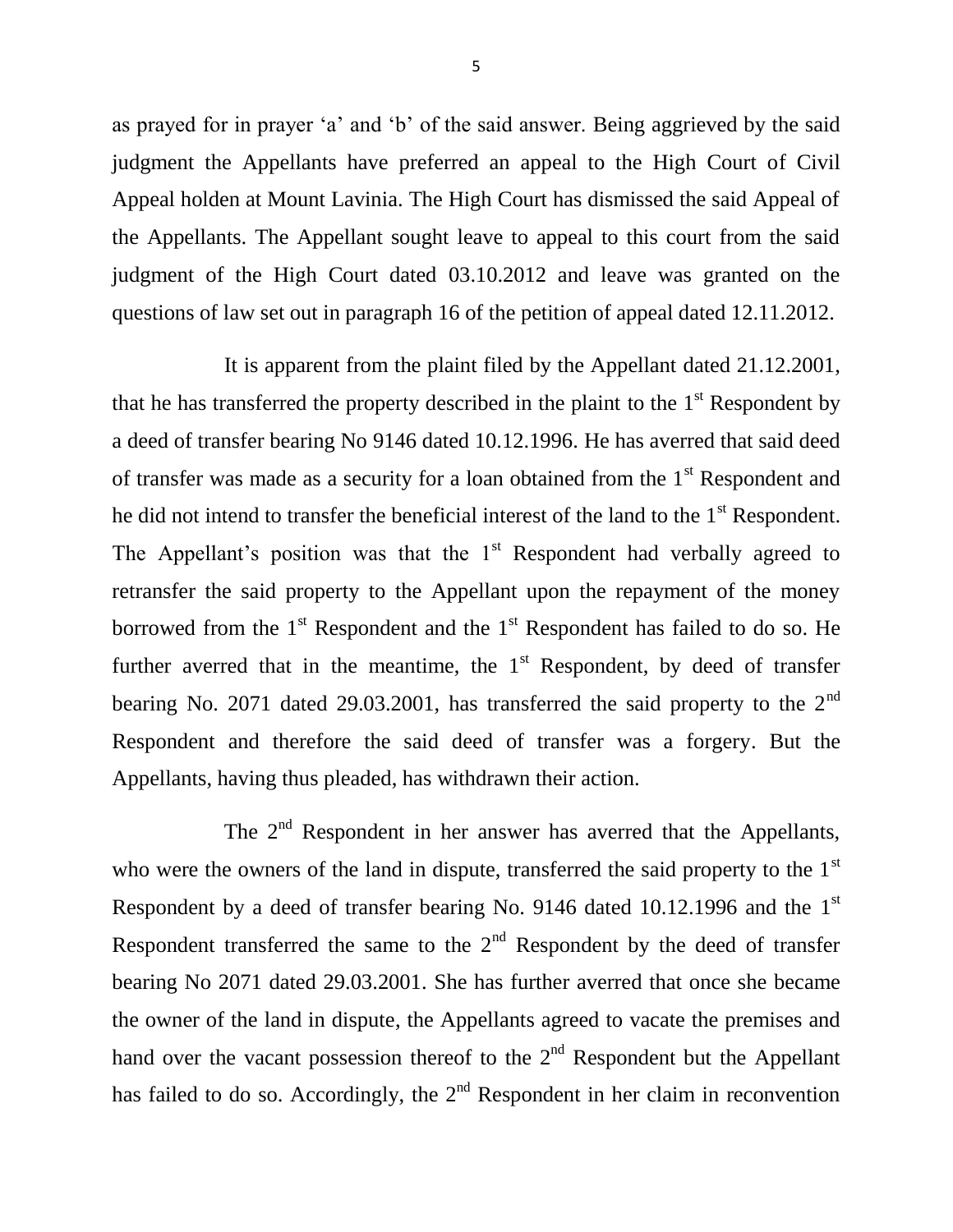as prayed for in prayer 'a' and 'b' of the said answer. Being aggrieved by the said judgment the Appellants have preferred an appeal to the High Court of Civil Appeal holden at Mount Lavinia. The High Court has dismissed the said Appeal of the Appellants. The Appellant sought leave to appeal to this court from the said judgment of the High Court dated 03.10.2012 and leave was granted on the questions of law set out in paragraph 16 of the petition of appeal dated 12.11.2012.

It is apparent from the plaint filed by the Appellant dated 21.12.2001, that he has transferred the property described in the plaint to the 1st Respondent by a deed of transfer bearing No 9146 dated 10.12.1996. He has averred that said deed of transfer was made as a security for a loan obtained from the 1st Respondent and he did not intend to transfer the beneficial interest of the land to the 1st Respondent. The Appellant's position was that the 1st Respondent had verbally agreed to retransfer the said property to the Appellant upon the repayment of the money borrowed from the 1st Respondent and the 1st Respondent has failed to do so. He further averred that in the meantime, the 1st Respondent, by deed of transfer bearing No. 2071 dated 29.03.2001, has transferred the said property to the 2nd Respondent and therefore the said deed of transfer was a forgery. But the Appellants, having thus pleaded, has withdrawn their action.

The 2nd Respondent in her answer has averred that the Appellants, who were the owners of the land in dispute, transferred the said property to the 1st Respondent by a deed of transfer bearing No. 9146 dated 10.12.1996 and the 1st Respondent transferred the same to the 2nd Respondent by the deed of transfer bearing No 2071 dated 29.03.2001. She has further averred that once she became the owner of the land in dispute, the Appellants agreed to vacate the premises and hand over the vacant possession thereof to the 2nd Respondent but the Appellant has failed to do so. Accordingly, the 2nd Respondent in her claim in reconvention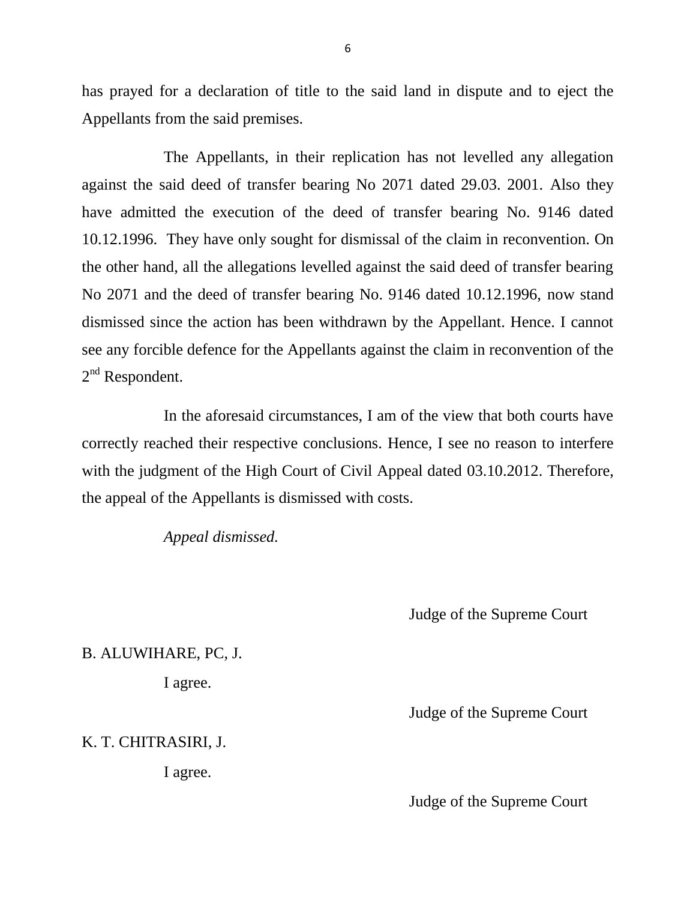has prayed for a declaration of title to the said land in dispute and to eject the Appellants from the said premises.

The Appellants, in their replication has not levelled any allegation against the said deed of transfer bearing No 2071 dated 29.03. 2001. Also they have admitted the execution of the deed of transfer bearing No. 9146 dated 10.12.1996. They have only sought for dismissal of the claim in reconvention. On the other hand, all the allegations levelled against the said deed of transfer bearing No 2071 and the deed of transfer bearing No. 9146 dated 10.12.1996, now stand dismissed since the action has been withdrawn by the Appellant. Hence. I cannot see any forcible defence for the Appellants against the claim in reconvention of the 2nd Respondent.

In the aforesaid circumstances, I am of the view that both courts have correctly reached their respective conclusions. Hence, I see no reason to interfere with the judgment of the High Court of Civil Appeal dated 03.10.2012. Therefore, the appeal of the Appellants is dismissed with costs.

*Appeal dismissed.*

Judge of the Supreme Court

B. ALUWIHARE, PC, J.

I agree.

Judge of the Supreme Court

K. T. CHITRASIRI, J.

I agree.

Judge of the Supreme Court